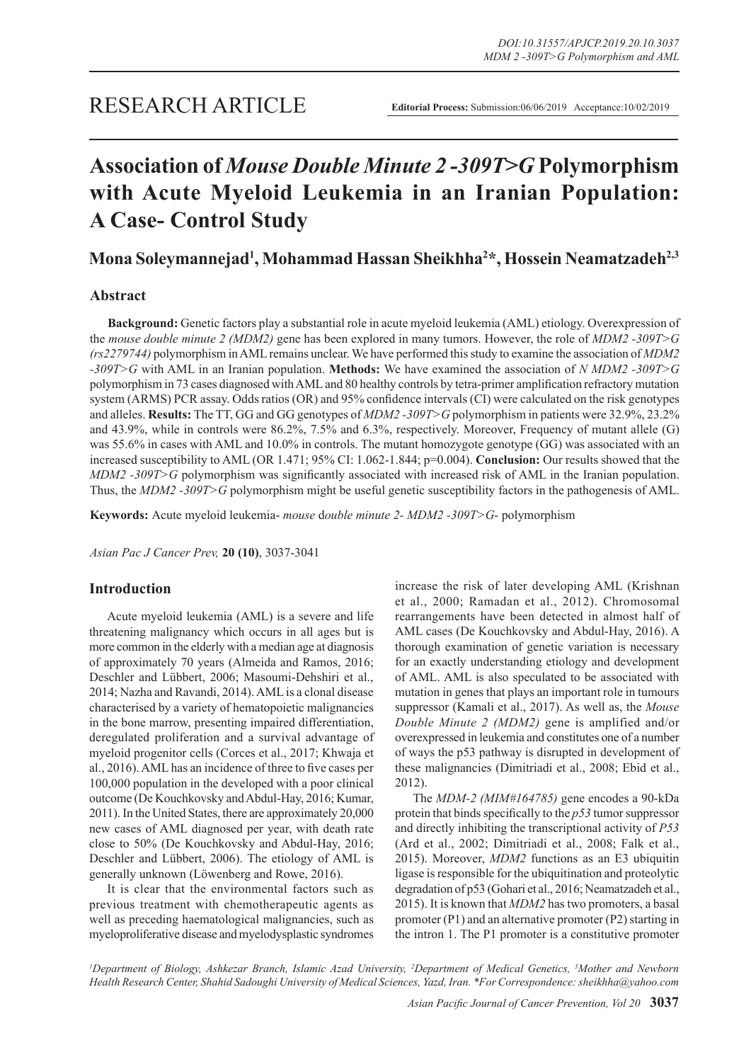RESEARCH ARTICLE

**Editorial Process:** Submission:06/06/2019 Acceptance:10/02/2019

# Association of *Mouse Double Minute 2 -309T>G* Polymorphism with Acute Myeloid Leukemia in an Iranian Population: A Case- Control Study

**Mona Soleymannejad[1], Mohammad Hassan Sheikhha[2]\*, Hossein Neamatzadeh[2,3]**

## Abstract

**Background:** Genetic factors play a substantial role in acute myeloid leukemia (AML) etiology. Overexpression of the *mouse double minute 2 (MDM2)* gene has been explored in many tumors. However, the role of *MDM2 -309T>G (rs2279744)* polymorphism in AML remains unclear. We have performed this study to examine the association of *MDM2 -309T>G* with AML in an Iranian population. **Methods:** We have examined the association of *N MDM2 -309T>G* polymorphism in 73 cases diagnosed with AML and 80 healthy controls by tetra-primer amplification refractory mutation system (ARMS) PCR assay. Odds ratios (OR) and 95% confidence intervals (CI) were calculated on the risk genotypes and alleles. **Results:** The TT, GG and GG genotypes of *MDM2 -309T>G* polymorphism in patients were 32.9%, 23.2% and 43.9%, while in controls were 86.2%, 7.5% and 6.3%, respectively. Moreover, Frequency of mutant allele (G) was 55.6% in cases with AML and 10.0% in controls. The mutant homozygote genotype (GG) was associated with an increased susceptibility to AML (OR 1.471; 95% CI: 1.062-1.844; p=0.004). **Conclusion:** Our results showed that the *MDM2 -309T>G* polymorphism was significantly associated with increased risk of AML in the Iranian population. Thus, the *MDM2 -309T>G* polymorphism might be useful genetic susceptibility factors in the pathogenesis of AML.

**Keywords:** Acute myeloid leukemia- *mouse* d*ouble minute 2- MDM2 -309T>G*- polymorphism

## Introduction

Acute myeloid leukemia (AML) is a severe and life threatening malignancy which occurs in all ages but is more common in the elderly with a median age at diagnosis of approximately 70 years (Almeida and Ramos, 2016; Deschler and Lübbert, 2006; Masoumi-Dehshiri et al., 2014; Nazha and Ravandi, 2014). AML is a clonal disease characterised by a variety of hematopoietic malignancies in the bone marrow, presenting impaired differentiation, deregulated proliferation and a survival advantage of myeloid progenitor cells (Corces et al., 2017; Khwaja et al., 2016). AML has an incidence of three to five cases per 100,000 population in the developed with a poor clinical outcome (De Kouchkovsky and Abdul-Hay, 2016; Kumar, 2011). In the United States, there are approximately 20,000 new cases of AML diagnosed per year, with death rate close to 50% (De Kouchkovsky and Abdul-Hay, 2016; Deschler and Lübbert, 2006). The etiology of AML is generally unknown (Löwenberg and Rowe, 2016).

It is clear that the environmental factors such as previous treatment with chemotherapeutic agents as well as preceding haematological malignancies, such as myeloproliferative disease and myelodysplastic syndromes increase the risk of later developing AML (Krishnan et al., 2000; Ramadan et al., 2012). Chromosomal rearrangements have been detected in almost half of AML cases (De Kouchkovsky and Abdul-Hay, 2016). A thorough examination of genetic variation is necessary for an exactly understanding etiology and development of AML. AML is also speculated to be associated with mutation in genes that plays an important role in tumours suppressor (Kamali et al., 2017). As well as, the *Mouse Double Minute 2 (MDM2)* gene is amplified and/or overexpressed in leukemia and constitutes one of a number of ways the p53 pathway is disrupted in development of these malignancies (Dimitriadi et al., 2008; Ebid et al., 2012).

The *MDM-2 (MIM#164785)* gene encodes a 90-kDa protein that binds specifically to the *p53* tumor suppressor and directly inhibiting the transcriptional activity of *P53* (Ard et al., 2002; Dimitriadi et al., 2008; Falk et al., 2015). Moreover, *MDM2* functions as an E3 ubiquitin ligase is responsible for the ubiquitination and proteolytic degradation of p53 (Gohari et al., 2016; Neamatzadeh et al., 2015). It is known that *MDM2* has two promoters, a basal promoter (P1) and an alternative promoter (P2) starting in the intron 1. The P1 promoter is a constitutive promoter

[1]Department of Biology, Ashkezar Branch, Islamic Azad University, [2]Department of Medical Genetics, [3]Mother and Newborn Health Research Center, Shahid Sadoughi University of Medical Sciences, Yazd, Iran. \*For Correspondence: sheikhha@yahoo.com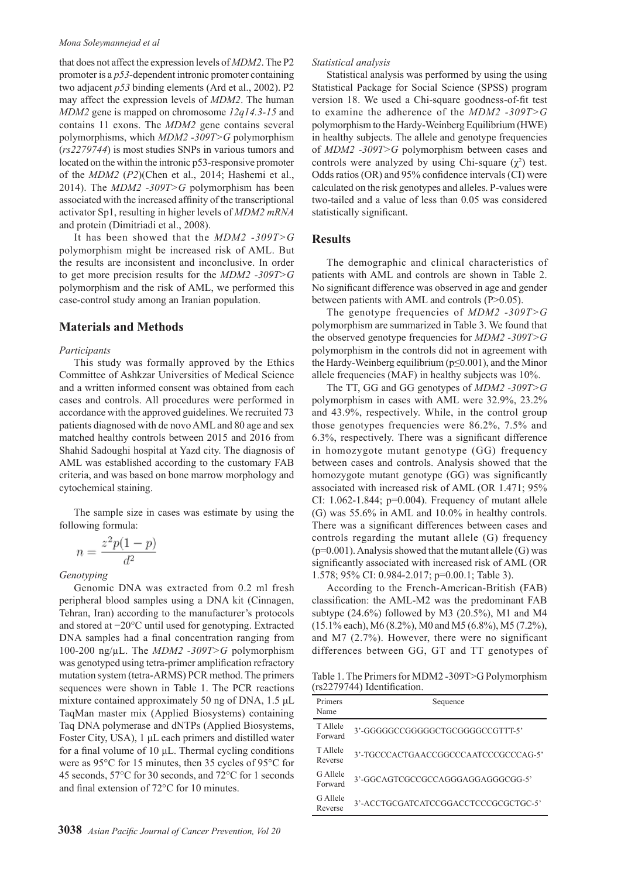that does not affect the expression levels of *MDM2*. The P2 promoter is a *p53*-dependent intronic promoter containing two adjacent *p53* binding elements (Ard et al., 2002). P2 may affect the expression levels of *MDM2*. The human *MDM2* gene is mapped on chromosome *12q14.3-15* and contains 11 exons. The *MDM2* gene contains several polymorphisms, which *MDM2 -309T>G* polymorphism (*rs2279744*) is most studies SNPs in various tumors and located on the within the intronic p53-responsive promoter of the *MDM2* (*P2*)(Chen et al., 2014; Hashemi et al., 2014). The *MDM2 -309T>G* polymorphism has been associated with the increased affinity of the transcriptional activator Sp1, resulting in higher levels of *MDM2 mRNA* and protein (Dimitriadi et al., 2008).

It has been showed that the *MDM2 -309T>G* polymorphism might be increased risk of AML. But the results are inconsistent and inconclusive. In order to get more precision results for the *MDM2 -309T>G* polymorphism and the risk of AML, we performed this case-control study among an Iranian population.

## Materials and Methods

*Participants*

This study was formally approved by the Ethics Committee of Ashkzar Universities of Medical Science and a written informed consent was obtained from each cases and controls. All procedures were performed in accordance with the approved guidelines. We recruited 73 patients diagnosed with de novo AML and 80 age and sex matched healthy controls between 2015 and 2016 from Shahid Sadoughi hospital at Yazd city. The diagnosis of AML was established according to the customary FAB criteria, and was based on bone marrow morphology and cytochemical staining.

The sample size in cases was estimate by using the following formula:

$$n = \frac{z^2 p(1-p)}{d^2}$$

*Genotyping*

Genomic DNA was extracted from 0.2 ml fresh peripheral blood samples using a DNA kit (Cinnagen, Tehran, Iran) according to the manufacturer's protocols and stored at −20°C until used for genotyping. Extracted DNA samples had a final concentration ranging from 100-200 ng/µL. The *MDM2 -309T>G* polymorphism was genotyped using tetra-primer amplification refractory mutation system (tetra-ARMS) PCR method. The primers sequences were shown in Table 1. The PCR reactions mixture contained approximately 50 ng of DNA, 1.5 µL TaqMan master mix (Applied Biosystems) containing Taq DNA polymerase and dNTPs (Applied Biosystems, Foster City, USA), 1 µL each primers and distilled water for a final volume of 10 µL. Thermal cycling conditions were as 95°C for 15 minutes, then 35 cycles of 95°C for 45 seconds, 57°C for 30 seconds, and 72°C for 1 seconds and final extension of 72°C for 10 minutes.

*Statistical analysis*

Statistical analysis was performed by using the using Statistical Package for Social Science (SPSS) program version 18. We used a Chi-square goodness-of-fit test to examine the adherence of the *MDM2 -309T>G* polymorphism to the Hardy-Weinberg Equilibrium (HWE) in healthy subjects. The allele and genotype frequencies of *MDM2 -309T>G* polymorphism between cases and controls were analyzed by using Chi-square ($\chi^2$) test. Odds ratios (OR) and 95% confidence intervals (CI) were calculated on the risk genotypes and alleles. P-values were two-tailed and a value of less than 0.05 was considered statistically significant.

## Results

The demographic and clinical characteristics of patients with AML and controls are shown in Table 2. No significant difference was observed in age and gender between patients with AML and controls (P>0.05).

The genotype frequencies of *MDM2 -309T>G* polymorphism are summarized in Table 3. We found that the observed genotype frequencies for *MDM2 -309T>G* polymorphism in the controls did not in agreement with the Hardy-Weinberg equilibrium (p≤0.001), and the Minor allele frequencies (MAF) in healthy subjects was 10%.

The TT, GG and GG genotypes of *MDM2 -309T>G* polymorphism in cases with AML were 32.9%, 23.2% and 43.9%, respectively. While, in the control group those genotypes frequencies were 86.2%, 7.5% and 6.3%, respectively. There was a significant difference in homozygote mutant genotype (GG) frequency between cases and controls. Analysis showed that the homozygote mutant genotype (GG) was significantly associated with increased risk of AML (OR 1.471; 95% CI: 1.062-1.844; p=0.004). Frequency of mutant allele (G) was 55.6% in AML and 10.0% in healthy controls. There was a significant differences between cases and controls regarding the mutant allele (G) frequency (p=0.001). Analysis showed that the mutant allele (G) was significantly associated with increased risk of AML (OR 1.578; 95% CI: 0.984-2.017; p=0.00.1; Table 3).

According to the French-American-British (FAB) classification: the AML-M2 was the predominant FAB subtype (24.6%) followed by M3 (20.5%), M1 and M4 (15.1% each), M6 (8.2%), M0 and M5 (6.8%), M5 (7.2%), and M7 (2.7%). However, there were no significant differences between GG, GT and TT genotypes of

Table 1. The Primers for MDM2 -309T>G Polymorphism (rs2279744) Identification.

| Primers Name | Sequence |
|---|---|
| T Allele Forward | 3'-GGGGGCCGGGGGCTGCGGGGCCGTTT-5' |
| T Allele Reverse | 3'-TGCCCACTGAACCGGCCCAATCCCGCCCAG-5' |
| G Allele Forward | 3'-GGCAGTCGCCGCCAGGGAGGAGGGCGG-5' |
| G Allele Reverse | 3'-ACCTGCGATCATCCGGACCTCCCGCGCTGC-5' |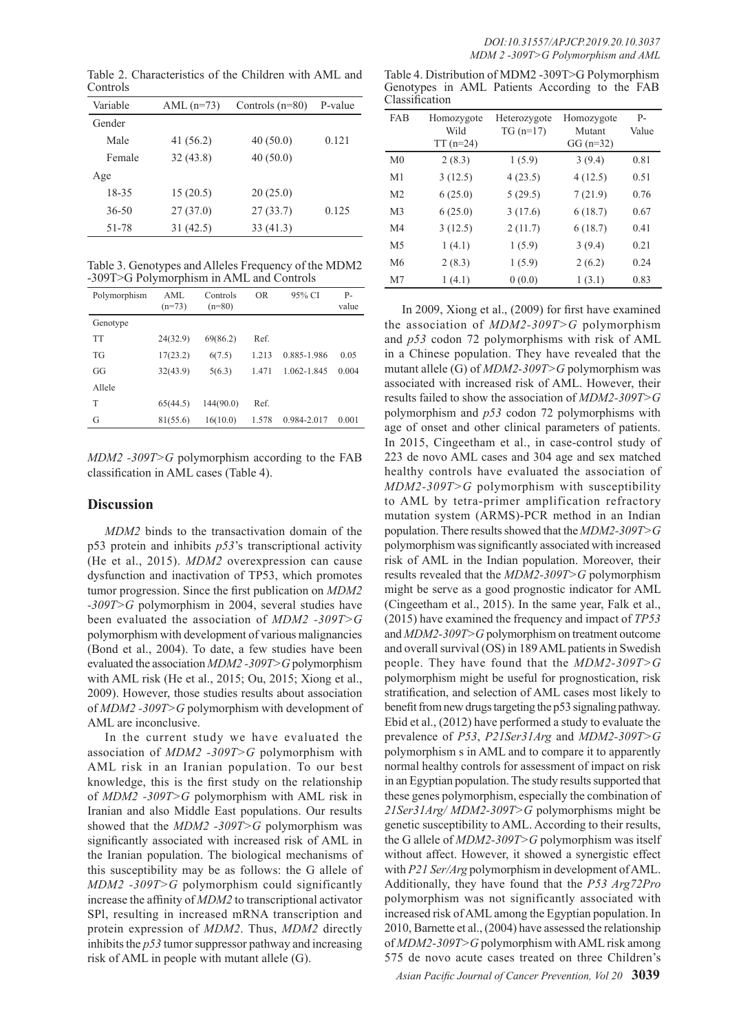Table 2. Characteristics of the Children with AML and Controls

| Variable | AML (n=73) | Controls (n=80) | P-value |
|---|---|---|---|
| Gender | | | |
| Male | 41 (56.2) | 40 (50.0) | 0.121 |
| Female | 32 (43.8) | 40 (50.0) | |
| Age | | | |
| 18-35 | 15 (20.5) | 20 (25.0) | |
| 36-50 | 27 (37.0) | 27 (33.7) | 0.125 |
| 51-78 | 31 (42.5) | 33 (41.3) | |

Table 3. Genotypes and Alleles Frequency of the MDM2 -309T>G Polymorphism in AML and Controls

| Polymorphism | AML (n=73) | Controls (n=80) | OR | 95% CI | P-value |
|---|---|---|---|---|---|
| Genotype | | | | | |
| TT | 24(32.9) | 69(86.2) | Ref. | | |
| TG | 17(23.2) | 6(7.5) | 1.213 | 0.885-1.986 | 0.05 |
| GG | 32(43.9) | 5(6.3) | 1.471 | 1.062-1.845 | 0.004 |
| Allele | | | | | |
| T | 65(44.5) | 144(90.0) | Ref. | | |
| G | 81(55.6) | 16(10.0) | 1.578 | 0.984-2.017 | 0.001 |

*MDM2 -309T>G* polymorphism according to the FAB classification in AML cases (Table 4).

Table 4. Distribution of MDM2 -309T>G Polymorphism Genotypes in AML Patients According to the FAB Classification

| FAB | Homozygote Wild TT (n=24) | Heterozygote TG (n=17) | Homozygote Mutant GG (n=32) | P-Value |
|---|---|---|---|---|
| M0 | 2 (8.3) | 1 (5.9) | 3 (9.4) | 0.81 |
| M1 | 3 (12.5) | 4 (23.5) | 4 (12.5) | 0.51 |
| M2 | 6 (25.0) | 5 (29.5) | 7 (21.9) | 0.76 |
| M3 | 6 (25.0) | 3 (17.6) | 6 (18.7) | 0.67 |
| M4 | 3 (12.5) | 2 (11.7) | 6 (18.7) | 0.41 |
| M5 | 1 (4.1) | 1 (5.9) | 3 (9.4) | 0.21 |
| M6 | 2 (8.3) | 1 (5.9) | 2 (6.2) | 0.24 |
| M7 | 1 (4.1) | 0 (0.0) | 1 (3.1) | 0.83 |

## Discussion

*MDM2* binds to the transactivation domain of the p53 protein and inhibits *p53*'s transcriptional activity (He et al., 2015). *MDM2* overexpression can cause dysfunction and inactivation of TP53, which promotes tumor progression. Since the first publication on *MDM2 -309T>G* polymorphism in 2004, several studies have been evaluated the association of *MDM2 -309T>G* polymorphism with development of various malignancies (Bond et al., 2004). To date, a few studies have been evaluated the association *MDM2 -309T>G* polymorphism with AML risk (He et al., 2015; Ou, 2015; Xiong et al., 2009). However, those studies results about association of *MDM2 -309T>G* polymorphism with development of AML are inconclusive.

In the current study we have evaluated the association of *MDM2 -309T>G* polymorphism with AML risk in an Iranian population. To our best knowledge, this is the first study on the relationship of *MDM2 -309T>G* polymorphism with AML risk in Iranian and also Middle East populations. Our results showed that the *MDM2 -309T>G* polymorphism was significantly associated with increased risk of AML in the Iranian population. The biological mechanisms of this susceptibility may be as follows: the G allele of *MDM2 -309T>G* polymorphism could significantly increase the affinity of *MDM2* to transcriptional activator SPl, resulting in increased mRNA transcription and protein expression of *MDM2*. Thus, *MDM2* directly inhibits the *p53* tumor suppressor pathway and increasing risk of AML in people with mutant allele (G).

In 2009, Xiong et al., (2009) for first have examined the association of *MDM2-309T>G* polymorphism and *p53* codon 72 polymorphisms with risk of AML in a Chinese population. They have revealed that the mutant allele (G) of *MDM2-309T>G* polymorphism was associated with increased risk of AML. However, their results failed to show the association of *MDM2-309T>G* polymorphism and *p53* codon 72 polymorphisms with age of onset and other clinical parameters of patients. In 2015, Cingeetham et al., in case-control study of 223 de novo AML cases and 304 age and sex matched healthy controls have evaluated the association of *MDM2-309T>G* polymorphism with susceptibility to AML by tetra-primer amplification refractory mutation system (ARMS)-PCR method in an Indian population. There results showed that the *MDM2-309T>G* polymorphism was significantly associated with increased risk of AML in the Indian population. Moreover, their results revealed that the *MDM2-309T>G* polymorphism might be serve as a good prognostic indicator for AML (Cingeetham et al., 2015). In the same year, Falk et al., (2015) have examined the frequency and impact of *TP53* and *MDM2-309T>G* polymorphism on treatment outcome and overall survival (OS) in 189 AML patients in Swedish people. They have found that the *MDM2-309T>G* polymorphism might be useful for prognostication, risk stratification, and selection of AML cases most likely to benefit from new drugs targeting the p53 signaling pathway. Ebid et al., (2012) have performed a study to evaluate the prevalence of *P53*, *P21Ser31Arg* and *MDM2-309T>G* polymorphism s in AML and to compare it to apparently normal healthy controls for assessment of impact on risk in an Egyptian population. The study results supported that these genes polymorphism, especially the combination of *21Ser31Arg/ MDM2-309T>G* polymorphisms might be genetic susceptibility to AML. According to their results, the G allele of *MDM2-309T>G* polymorphism was itself without affect. However, it showed a synergistic effect with *P21 Ser/Arg* polymorphism in development of AML. Additionally, they have found that the *P53 Arg72Pro* polymorphism was not significantly associated with increased risk of AML among the Egyptian population. In 2010, Barnette et al., (2004) have assessed the relationship of *MDM2-309T>G* polymorphism with AML risk among 575 de novo acute cases treated on three Children's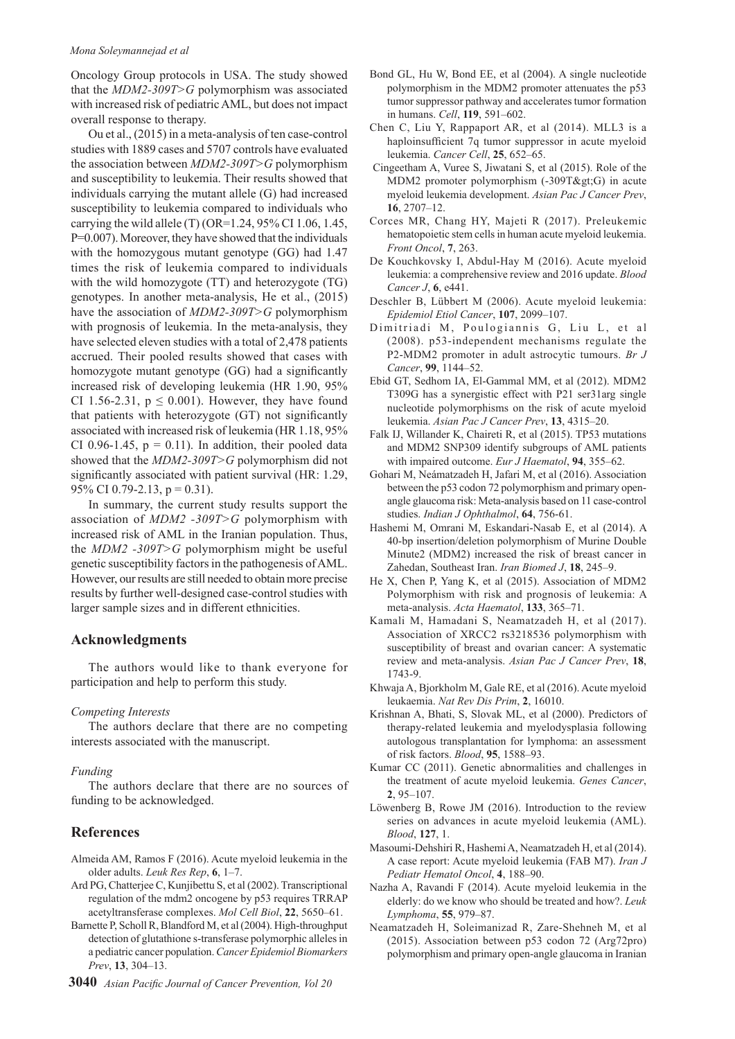Oncology Group protocols in USA. The study showed that the *MDM2-309T>G* polymorphism was associated with increased risk of pediatric AML, but does not impact overall response to therapy.

Ou et al., (2015) in a meta-analysis of ten case-control studies with 1889 cases and 5707 controls have evaluated the association between *MDM2-309T>G* polymorphism and susceptibility to leukemia. Their results showed that individuals carrying the mutant allele (G) had increased susceptibility to leukemia compared to individuals who carrying the wild allele (T) (OR=1.24, 95% CI 1.06, 1.45, P=0.007). Moreover, they have showed that the individuals with the homozygous mutant genotype (GG) had 1.47 times the risk of leukemia compared to individuals with the wild homozygote (TT) and heterozygote (TG) genotypes. In another meta-analysis, He et al., (2015) have the association of *MDM2-309T>G* polymorphism with prognosis of leukemia. In the meta-analysis, they have selected eleven studies with a total of 2,478 patients accrued. Their pooled results showed that cases with homozygote mutant genotype (GG) had a significantly increased risk of developing leukemia (HR 1.90, 95% CI 1.56-2.31, $p \leq 0.001$). However, they have found that patients with heterozygote (GT) not significantly associated with increased risk of leukemia (HR 1.18, 95% CI 0.96-1.45, $p = 0.11$). In addition, their pooled data showed that the *MDM2-309T>G* polymorphism did not significantly associated with patient survival (HR: 1.29, 95% CI 0.79-2.13, $p = 0.31$).

In summary, the current study results support the association of *MDM2 -309T>G* polymorphism with increased risk of AML in the Iranian population. Thus, the *MDM2 -309T>G* polymorphism might be useful genetic susceptibility factors in the pathogenesis of AML. However, our results are still needed to obtain more precise results by further well-designed case-control studies with larger sample sizes and in different ethnicities.

## Acknowledgments

The authors would like to thank everyone for participation and help to perform this study.

*Competing Interests*

The authors declare that there are no competing interests associated with the manuscript.

*Funding*

The authors declare that there are no sources of funding to be acknowledged.

## References

Almeida AM, Ramos F (2016). Acute myeloid leukemia in the older adults. *Leuk Res Rep*, **6**, 1–7.

Ard PG, Chatterjee C, Kunjibettu S, et al (2002). Transcriptional regulation of the mdm2 oncogene by p53 requires TRRAP acetyltransferase complexes. *Mol Cell Biol*, **22**, 5650–61.

Barnette P, Scholl R, Blandford M, et al (2004). High-throughput detection of glutathione s-transferase polymorphic alleles in a pediatric cancer population. *Cancer Epidemiol Biomarkers Prev*, **13**, 304–13.

Bond GL, Hu W, Bond EE, et al (2004). A single nucleotide polymorphism in the MDM2 promoter attenuates the p53 tumor suppressor pathway and accelerates tumor formation in humans. *Cell*, **119**, 591–602.

Chen C, Liu Y, Rappaport AR, et al (2014). MLL3 is a haploinsufficient 7q tumor suppressor in acute myeloid leukemia. *Cancer Cell*, **25**, 652–65.

Cingeetham A, Vuree S, Jiwatani S, et al (2015). Role of the MDM2 promoter polymorphism (-309T&gt;G) in acute myeloid leukemia development. *Asian Pac J Cancer Prev*, **16**, 2707–12.

Corces MR, Chang HY, Majeti R (2017). Preleukemic hematopoietic stem cells in human acute myeloid leukemia. *Front Oncol*, **7**, 263.

De Kouchkovsky I, Abdul-Hay M (2016). Acute myeloid leukemia: a comprehensive review and 2016 update. *Blood Cancer J*, **6**, e441.

Deschler B, Lübbert M (2006). Acute myeloid leukemia: *Epidemiol Etiol Cancer*, **107**, 2099–107.

Dimitriadi M, Poulogiannis G, Liu L, et al (2008). p53-independent mechanisms regulate the P2-MDM2 promoter in adult astrocytic tumours. *Br J Cancer*, **99**, 1144–52.

Ebid GT, Sedhom IA, El-Gammal MM, et al (2012). MDM2 T309G has a synergistic effect with P21 ser31arg single nucleotide polymorphisms on the risk of acute myeloid leukemia. *Asian Pac J Cancer Prev*, **13**, 4315–20.

Falk IJ, Willander K, Chaireti R, et al (2015). TP53 mutations and MDM2 SNP309 identify subgroups of AML patients with impaired outcome. *Eur J Haematol*, **94**, 355–62.

Gohari M, Neámatzadeh H, Jafari M, et al (2016). Association between the p53 codon 72 polymorphism and primary open-angle glaucoma risk: Meta-analysis based on 11 case-control studies. *Indian J Ophthalmol*, **64**, 756-61.

Hashemi M, Omrani M, Eskandari-Nasab E, et al (2014). A 40-bp insertion/deletion polymorphism of Murine Double Minute2 (MDM2) increased the risk of breast cancer in Zahedan, Southeast Iran. *Iran Biomed J*, **18**, 245–9.

He X, Chen P, Yang K, et al (2015). Association of MDM2 Polymorphism with risk and prognosis of leukemia: A meta-analysis. *Acta Haematol*, **133**, 365–71.

Kamali M, Hamadani S, Neamatzadeh H, et al (2017). Association of XRCC2 rs3218536 polymorphism with susceptibility of breast and ovarian cancer: A systematic review and meta-analysis. *Asian Pac J Cancer Prev*, **18**, 1743-9.

Khwaja A, Bjorkholm M, Gale RE, et al (2016). Acute myeloid leukaemia. *Nat Rev Dis Prim*, **2**, 16010.

Krishnan A, Bhati, S, Slovak ML, et al (2000). Predictors of therapy-related leukemia and myelodysplasia following autologous transplantation for lymphoma: an assessment of risk factors. *Blood*, **95**, 1588–93.

Kumar CC (2011). Genetic abnormalities and challenges in the treatment of acute myeloid leukemia. *Genes Cancer*, **2**, 95–107.

Löwenberg B, Rowe JM (2016). Introduction to the review series on advances in acute myeloid leukemia (AML). *Blood*, **127**, 1.

Masoumi-Dehshiri R, Hashemi A, Neamatzadeh H, et al (2014). A case report: Acute myeloid leukemia (FAB M7). *Iran J Pediatr Hematol Oncol*, **4**, 188–90.

Nazha A, Ravandi F (2014). Acute myeloid leukemia in the elderly: do we know who should be treated and how?. *Leuk Lymphoma*, **55**, 979–87.

Neamatzadeh H, Soleimanizad R, Zare-Shehneh M, et al (2015). Association between p53 codon 72 (Arg72pro) polymorphism and primary open-angle glaucoma in Iranian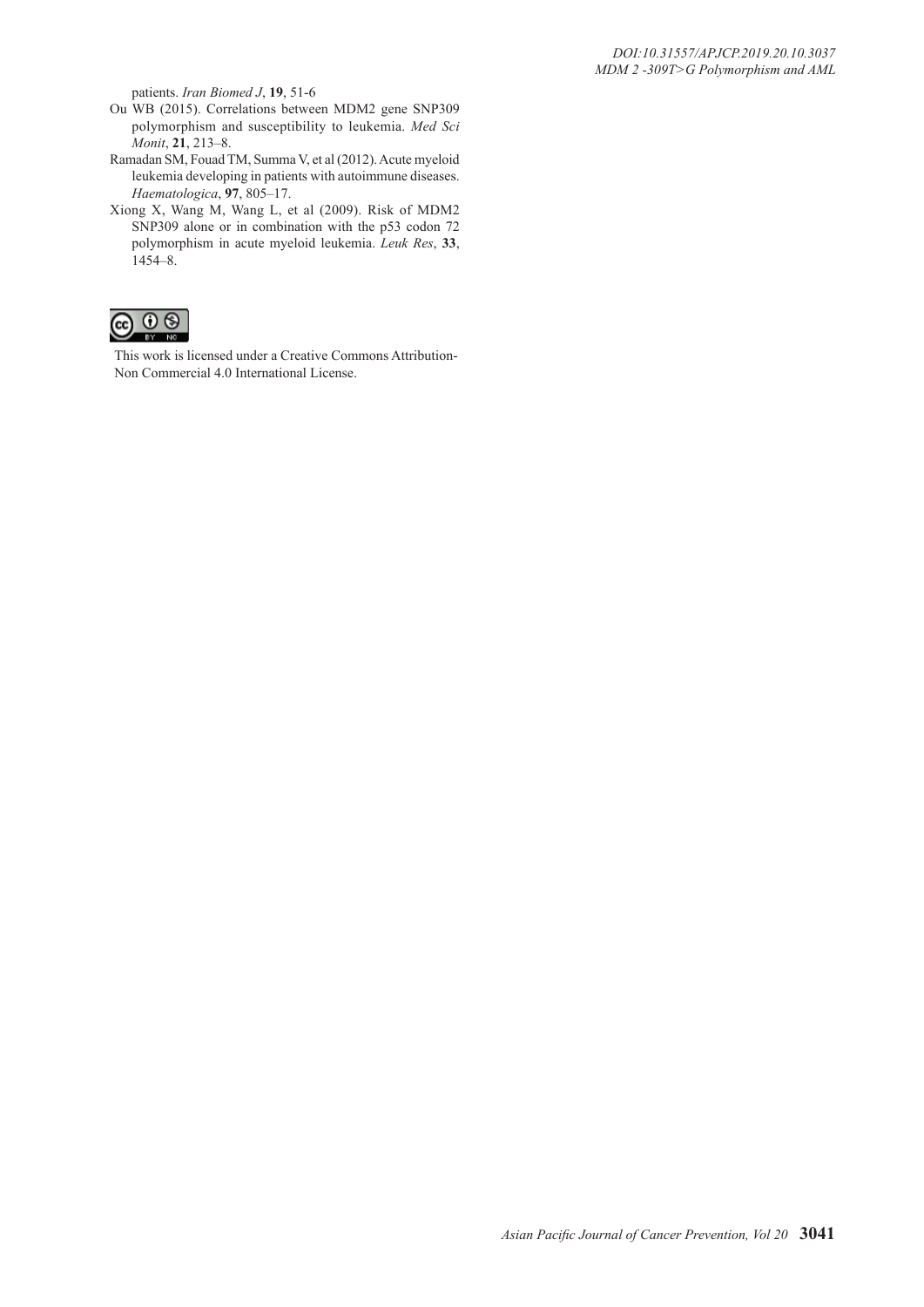patients. *Iran Biomed J*, **19**, 51-6

Ou WB (2015). Correlations between MDM2 gene SNP309 polymorphism and susceptibility to leukemia. *Med Sci Monit*, **21**, 213–8.

Ramadan SM, Fouad TM, Summa V, et al (2012). Acute myeloid leukemia developing in patients with autoimmune diseases. *Haematologica*, **97**, 805–17.

Xiong X, Wang M, Wang L, et al (2009). Risk of MDM2 SNP309 alone or in combination with the p53 codon 72 polymorphism in acute myeloid leukemia. *Leuk Res*, **33**, 1454–8.

This work is licensed under a Creative Commons Attribution-Non Commercial 4.0 International License.